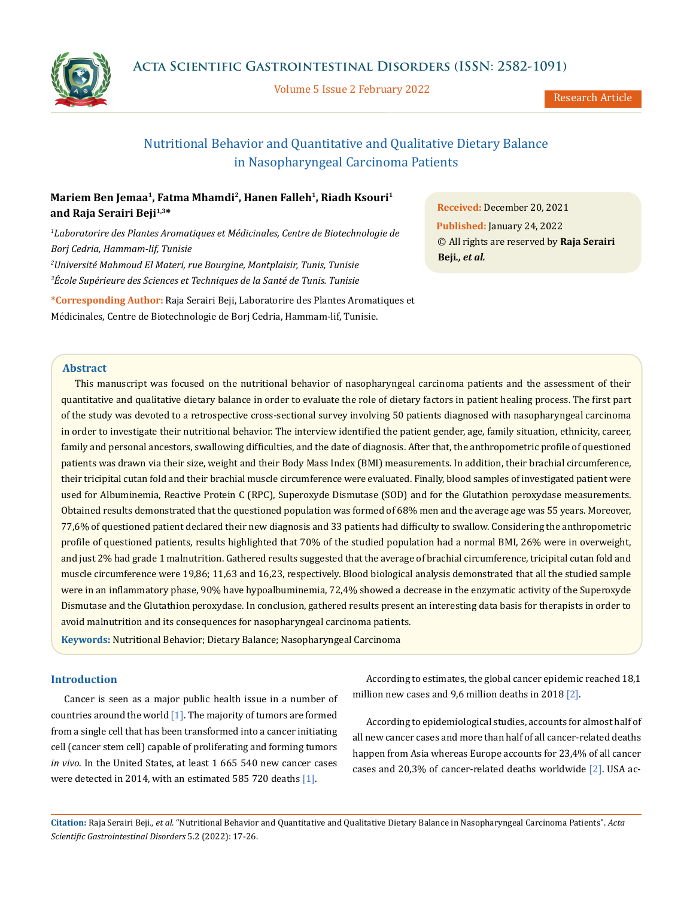# Nutritional Behavior and Quantitative and Qualitative Dietary Balance in Nasopharyngeal Carcinoma Patients

**Mariem Ben Jemaa[1], Fatma Mhamdi[2], Hanen Falleh[1], Riadh Ksouri[1] and Raja Serairi Beji[1,3]***

*[1]Laboratorire des Plantes Aromatiques et Médicinales, Centre de Biotechnologie de Borj Cedria, Hammam-lif, Tunisie*

*[2]Université Mahmoud El Materi, rue Bourgine, Montplaisir, Tunis, Tunisie*

*[3]École Supérieure des Sciences et Techniques de la Santé de Tunis. Tunisie*

**\*Corresponding Author:** Raja Serairi Beji, Laboratorire des Plantes Aromatiques et Médicinales, Centre de Biotechnologie de Borj Cedria, Hammam-lif, Tunisie.

**Received:** December 20, 2021
**Published:** January 24, 2022
© All rights are reserved by **Raja Serairi Beji*., et al.***

## Abstract

This manuscript was focused on the nutritional behavior of nasopharyngeal carcinoma patients and the assessment of their quantitative and qualitative dietary balance in order to evaluate the role of dietary factors in patient healing process. The first part of the study was devoted to a retrospective cross-sectional survey involving 50 patients diagnosed with nasopharyngeal carcinoma in order to investigate their nutritional behavior. The interview identified the patient gender, age, family situation, ethnicity, career, family and personal ancestors, swallowing difficulties, and the date of diagnosis. After that, the anthropometric profile of questioned patients was drawn via their size, weight and their Body Mass Index (BMI) measurements. In addition, their brachial circumference, their tricipital cutan fold and their brachial muscle circumference were evaluated. Finally, blood samples of investigated patient were used for Albuminemia, Reactive Protein C (RPC), Superoxyde Dismutase (SOD) and for the Glutathion peroxydase measurements. Obtained results demonstrated that the questioned population was formed of 68% men and the average age was 55 years. Moreover, 77,6% of questioned patient declared their new diagnosis and 33 patients had difficulty to swallow. Considering the anthropometric profile of questioned patients, results highlighted that 70% of the studied population had a normal BMI, 26% were in overweight, and just 2% had grade 1 malnutrition. Gathered results suggested that the average of brachial circumference, tricipital cutan fold and muscle circumference were 19,86; 11,63 and 16,23, respectively. Blood biological analysis demonstrated that all the studied sample were in an inflammatory phase, 90% have hypoalbuminemia, 72,4% showed a decrease in the enzymatic activity of the Superoxyde Dismutase and the Glutathion peroxydase. In conclusion, gathered results present an interesting data basis for therapists in order to avoid malnutrition and its consequences for nasopharyngeal carcinoma patients.

**Keywords:** Nutritional Behavior; Dietary Balance; Nasopharyngeal Carcinoma

## Introduction

Cancer is seen as a major public health issue in a number of countries around the world [1]. The majority of tumors are formed from a single cell that has been transformed into a cancer initiating cell (cancer stem cell) capable of proliferating and forming tumors *in vivo*. In the United States, at least 1 665 540 new cancer cases were detected in 2014, with an estimated 585 720 deaths [1].

According to estimates, the global cancer epidemic reached 18,1 million new cases and 9,6 million deaths in 2018 [2].

According to epidemiological studies, accounts for almost half of all new cancer cases and more than half of all cancer-related deaths happen from Asia whereas Europe accounts for 23,4% of all cancer cases and 20,3% of cancer-related deaths worldwide [2]. USA ac-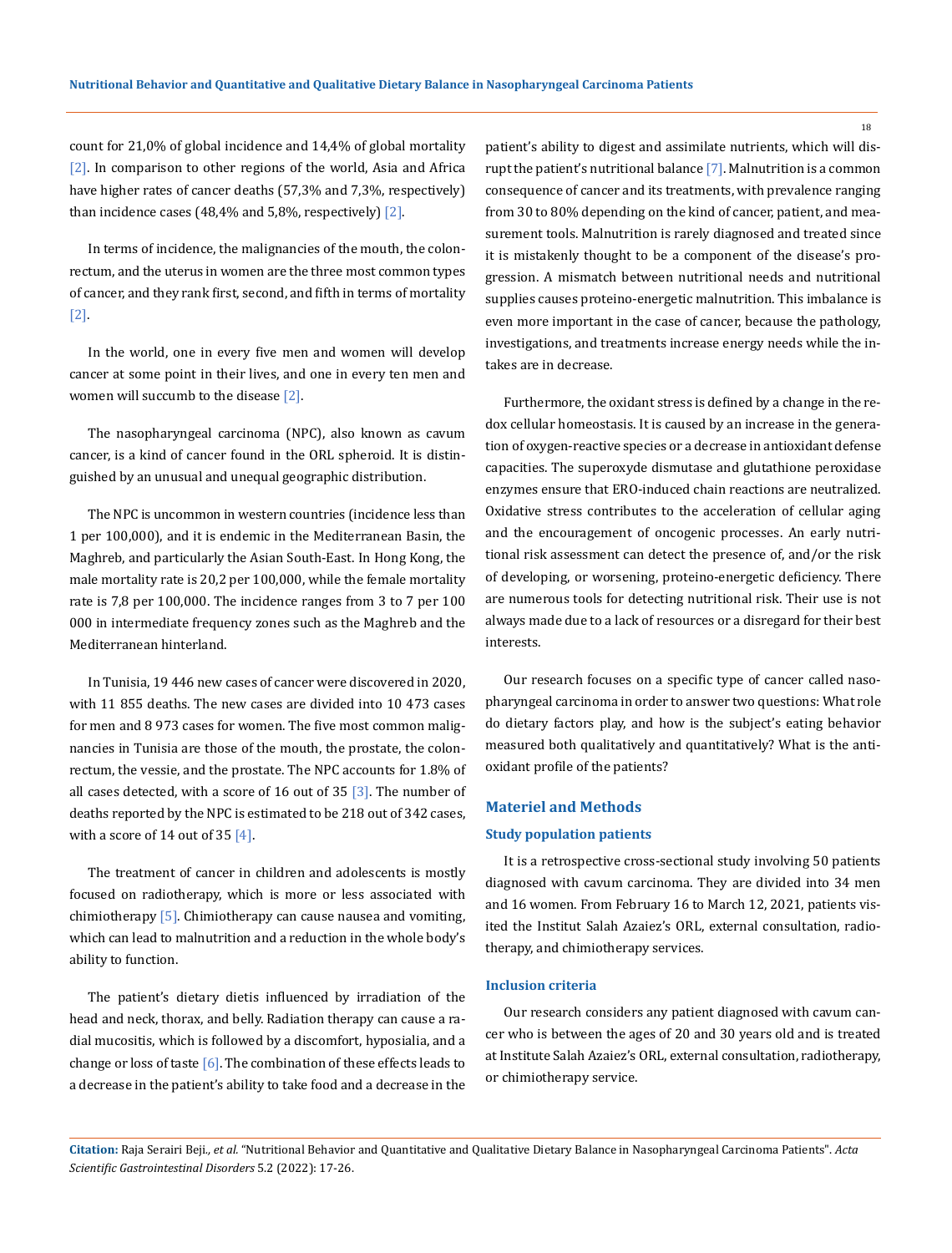count for 21,0% of global incidence and 14,4% of global mortality [2]. In comparison to other regions of the world, Asia and Africa have higher rates of cancer deaths (57,3% and 7,3%, respectively) than incidence cases (48,4% and 5,8%, respectively) [2].

In terms of incidence, the malignancies of the mouth, the colon-rectum, and the uterus in women are the three most common types of cancer, and they rank first, second, and fifth in terms of mortality [2].

In the world, one in every five men and women will develop cancer at some point in their lives, and one in every ten men and women will succumb to the disease [2].

The nasopharyngeal carcinoma (NPC), also known as cavum cancer, is a kind of cancer found in the ORL spheroid. It is distinguished by an unusual and unequal geographic distribution.

The NPC is uncommon in western countries (incidence less than 1 per 100,000), and it is endemic in the Mediterranean Basin, the Maghreb, and particularly the Asian South-East. In Hong Kong, the male mortality rate is 20,2 per 100,000, while the female mortality rate is 7,8 per 100,000. The incidence ranges from 3 to 7 per 100 000 in intermediate frequency zones such as the Maghreb and the Mediterranean hinterland.

In Tunisia, 19 446 new cases of cancer were discovered in 2020, with 11 855 deaths. The new cases are divided into 10 473 cases for men and 8 973 cases for women. The five most common malignancies in Tunisia are those of the mouth, the prostate, the colon-rectum, the vessie, and the prostate. The NPC accounts for 1.8% of all cases detected, with a score of 16 out of 35 [3]. The number of deaths reported by the NPC is estimated to be 218 out of 342 cases, with a score of 14 out of 35 [4].

The treatment of cancer in children and adolescents is mostly focused on radiotherapy, which is more or less associated with chimiotherapy [5]. Chimiotherapy can cause nausea and vomiting, which can lead to malnutrition and a reduction in the whole body's ability to function.

The patient's dietary dietis influenced by irradiation of the head and neck, thorax, and belly. Radiation therapy can cause a radial mucositis, which is followed by a discomfort, hyposialia, and a change or loss of taste [6]. The combination of these effects leads to a decrease in the patient's ability to take food and a decrease in the patient's ability to digest and assimilate nutrients, which will disrupt the patient's nutritional balance [7]. Malnutrition is a common consequence of cancer and its treatments, with prevalence ranging from 30 to 80% depending on the kind of cancer, patient, and measurement tools. Malnutrition is rarely diagnosed and treated since it is mistakenly thought to be a component of the disease's progression. A mismatch between nutritional needs and nutritional supplies causes proteino-energetic malnutrition. This imbalance is even more important in the case of cancer, because the pathology, investigations, and treatments increase energy needs while the intakes are in decrease.

Furthermore, the oxidant stress is defined by a change in the redox cellular homeostasis. It is caused by an increase in the generation of oxygen-reactive species or a decrease in antioxidant defense capacities. The superoxyde dismutase and glutathione peroxidase enzymes ensure that ERO-induced chain reactions are neutralized. Oxidative stress contributes to the acceleration of cellular aging and the encouragement of oncogenic processes. An early nutritional risk assessment can detect the presence of, and/or the risk of developing, or worsening, proteino-energetic deficiency. There are numerous tools for detecting nutritional risk. Their use is not always made due to a lack of resources or a disregard for their best interests.

Our research focuses on a specific type of cancer called nasopharyngeal carcinoma in order to answer two questions: What role do dietary factors play, and how is the subject's eating behavior measured both qualitatively and quantitatively? What is the antioxidant profile of the patients?

## Materiel and Methods

### Study population patients

It is a retrospective cross-sectional study involving 50 patients diagnosed with cavum carcinoma. They are divided into 34 men and 16 women. From February 16 to March 12, 2021, patients visited the Institut Salah Azaiez's ORL, external consultation, radiotherapy, and chimiotherapy services.

### Inclusion criteria

Our research considers any patient diagnosed with cavum cancer who is between the ages of 20 and 30 years old and is treated at Institute Salah Azaiez's ORL, external consultation, radiotherapy, or chimiotherapy service.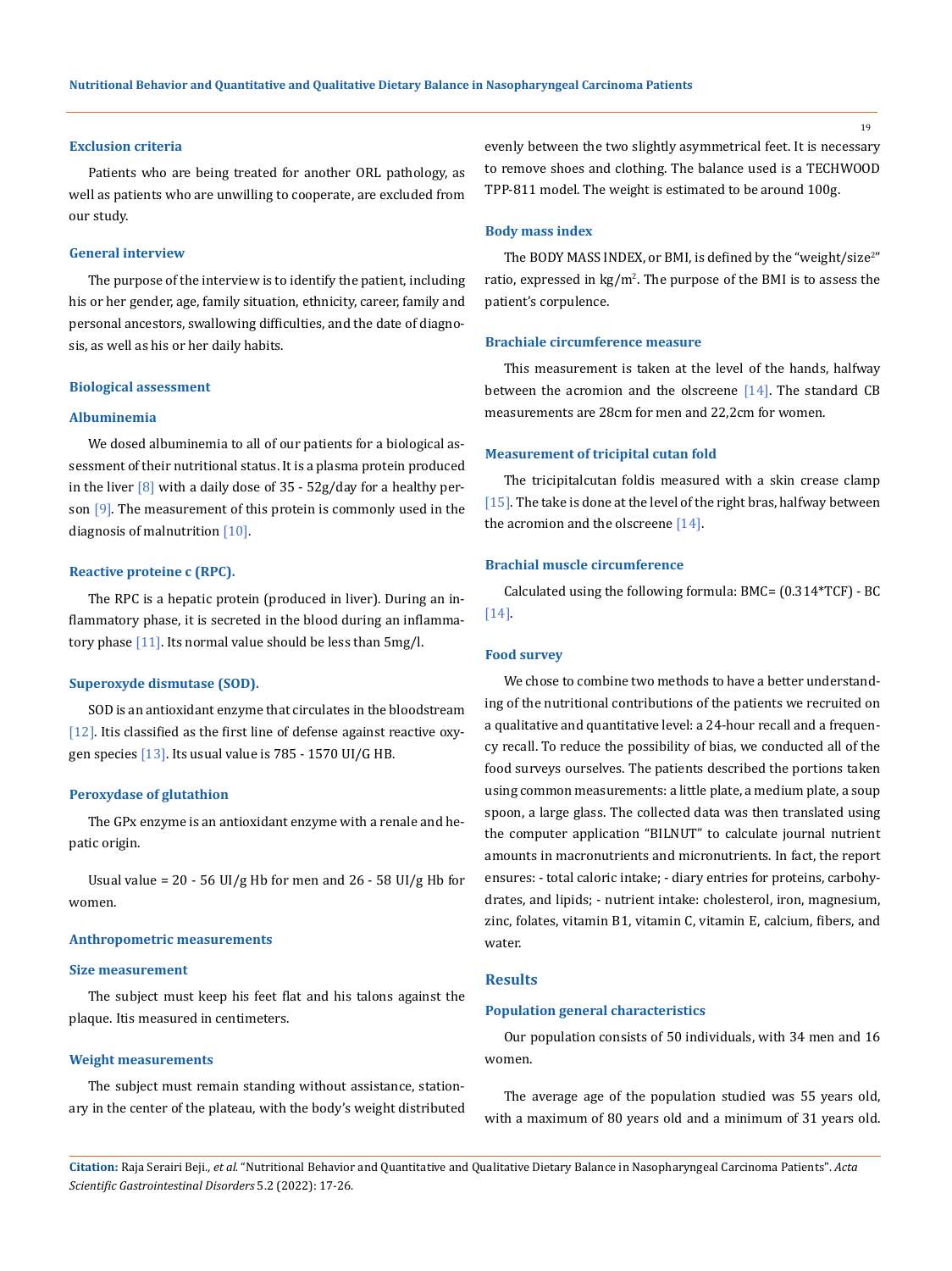### Exclusion criteria

Patients who are being treated for another ORL pathology, as well as patients who are unwilling to cooperate, are excluded from our study.

### General interview

The purpose of the interview is to identify the patient, including his or her gender, age, family situation, ethnicity, career, family and personal ancestors, swallowing difficulties, and the date of diagnosis, as well as his or her daily habits.

### Biological assessment

#### Albuminemia

We dosed albuminemia to all of our patients for a biological assessment of their nutritional status. It is a plasma protein produced in the liver [8] with a daily dose of 35 - 52g/day for a healthy person [9]. The measurement of this protein is commonly used in the diagnosis of malnutrition [10].

#### Reactive proteine c (RPC).

The RPC is a hepatic protein (produced in liver). During an inflammatory phase, it is secreted in the blood during an inflammatory phase [11]. Its normal value should be less than 5mg/l.

#### Superoxyde dismutase (SOD).

SOD is an antioxidant enzyme that circulates in the bloodstream [12]. Itis classified as the first line of defense against reactive oxygen species [13]. Its usual value is 785 - 1570 UI/G HB.

#### Peroxydase of glutathion

The GPx enzyme is an antioxidant enzyme with a renale and hepatic origin.

Usual value = 20 - 56 UI/g Hb for men and 26 - 58 UI/g Hb for women.

### Anthropometric measurements

#### Size measurement

The subject must keep his feet flat and his talons against the plaque. Itis measured in centimeters.

#### Weight measurements

The subject must remain standing without assistance, stationary in the center of the plateau, with the body's weight distributed evenly between the two slightly asymmetrical feet. It is necessary to remove shoes and clothing. The balance used is a TECHWOOD TPP-811 model. The weight is estimated to be around 100g.

#### Body mass index

The BODY MASS INDEX, or BMI, is defined by the "weight/size$^2$" ratio, expressed in kg/m$^2$. The purpose of the BMI is to assess the patient's corpulence.

#### Brachiale circumference measure

This measurement is taken at the level of the hands, halfway between the acromion and the olscreene [14]. The standard CB measurements are 28cm for men and 22,2cm for women.

#### Measurement of tricipital cutan fold

The tricipitalcutan foldis measured with a skin crease clamp [15]. The take is done at the level of the right bras, halfway between the acromion and the olscreene [14].

#### Brachial muscle circumference

Calculated using the following formula: BMC= (0.314*TCF) - BC [14].

### Food survey

We chose to combine two methods to have a better understanding of the nutritional contributions of the patients we recruited on a qualitative and quantitative level: a 24-hour recall and a frequency recall. To reduce the possibility of bias, we conducted all of the food surveys ourselves. The patients described the portions taken using common measurements: a little plate, a medium plate, a soup spoon, a large glass. The collected data was then translated using the computer application "BILNUT" to calculate journal nutrient amounts in macronutrients and micronutrients. In fact, the report ensures: - total caloric intake; - diary entries for proteins, carbohydrates, and lipids; - nutrient intake: cholesterol, iron, magnesium, zinc, folates, vitamin B1, vitamin C, vitamin E, calcium, fibers, and water.

## Results

### Population general characteristics

Our population consists of 50 individuals, with 34 men and 16 women.

The average age of the population studied was 55 years old, with a maximum of 80 years old and a minimum of 31 years old.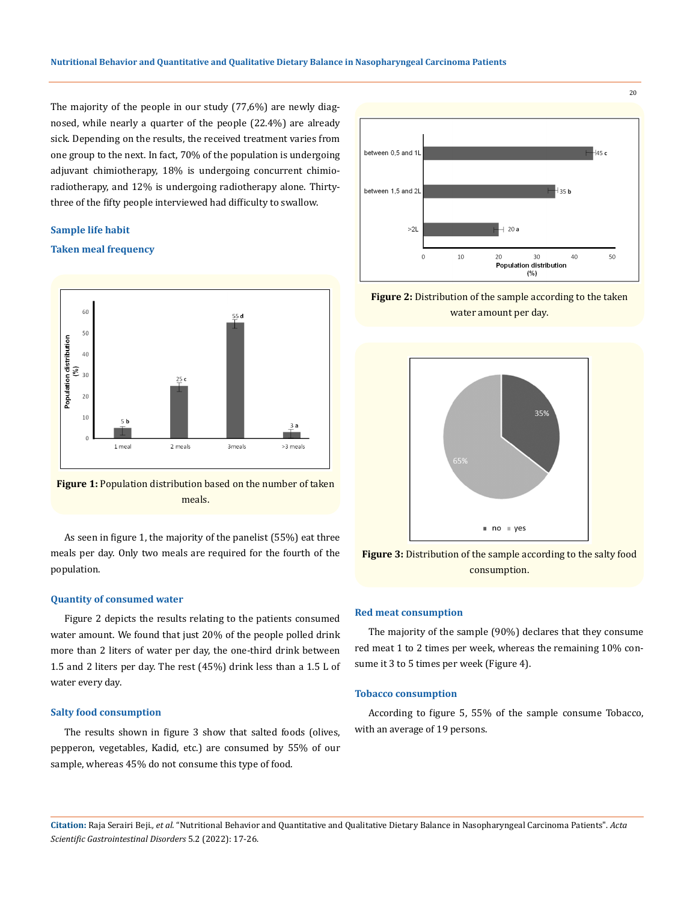The majority of the people in our study (77,6%) are newly diagnosed, while nearly a quarter of the people (22.4%) are already sick. Depending on the results, the received treatment varies from one group to the next. In fact, 70% of the population is undergoing adjuvant chimiotherapy, 18% is undergoing concurrent chimioradiotherapy, and 12% is undergoing radiotherapy alone. Thirty-three of the fifty people interviewed had difficulty to swallow.

### Sample life habit

### Taken meal frequency

**Figure 1:** Population distribution based on the number of taken meals.

As seen in figure 1, the majority of the panelist (55%) eat three meals per day. Only two meals are required for the fourth of the population.

### Quantity of consumed water

Figure 2 depicts the results relating to the patients consumed water amount. We found that just 20% of the people polled drink more than 2 liters of water per day, the one-third drink between 1.5 and 2 liters per day. The rest (45%) drink less than a 1.5 L of water every day.

### Salty food consumption

The results shown in figure 3 show that salted foods (olives, pepperon, vegetables, Kadid, etc.) are consumed by 55% of our sample, whereas 45% do not consume this type of food.

**Figure 2:** Distribution of the sample according to the taken water amount per day.

**Figure 3:** Distribution of the sample according to the salty food consumption.

### Red meat consumption

The majority of the sample (90%) declares that they consume red meat 1 to 2 times per week, whereas the remaining 10% consume it 3 to 5 times per week (Figure 4).

### Tobacco consumption

According to figure 5, 55% of the sample consume Tobacco, with an average of 19 persons.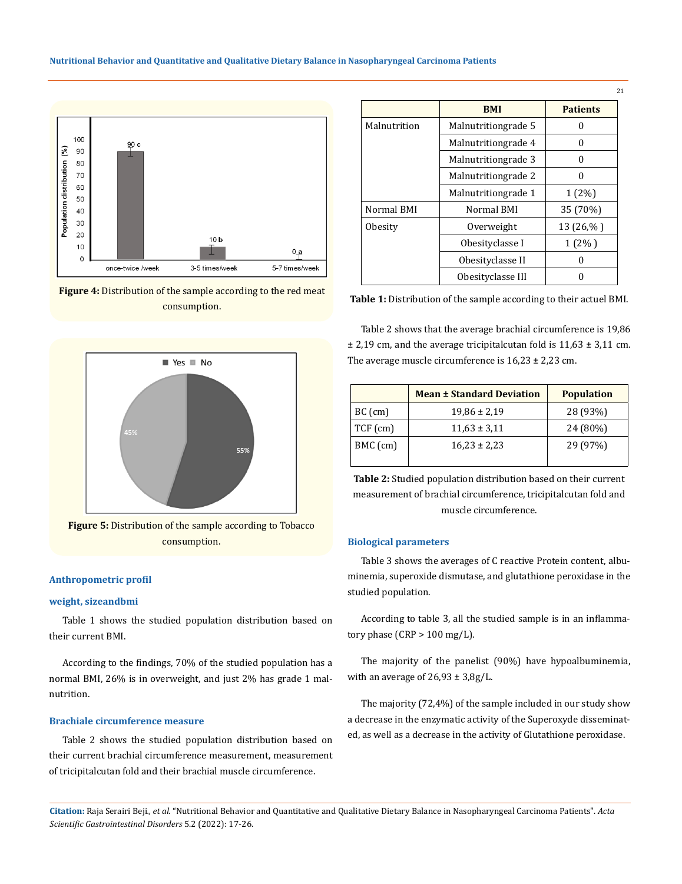Figure 4: Distribution of the sample according to the red meat consumption.

Figure 5: Distribution of the sample according to Tobacco consumption.

### Anthropometric profil

#### weight, sizeandbmi

Table 1 shows the studied population distribution based on their current BMI.

According to the findings, 70% of the studied population has a normal BMI, 26% is in overweight, and just 2% has grade 1 malnutrition.

#### Brachiale circumference measure

Table 2 shows the studied population distribution based on their current brachial circumference measurement, measurement of tricipitalcutan fold and their brachial muscle circumference.

| | BMI | Patients |
|---|---|---|
| Malnutrition | Malnutritiongrade 5 | 0 |
| | Malnutritiongrade 4 | 0 |
| | Malnutritiongrade 3 | 0 |
| | Malnutritiongrade 2 | 0 |
| | Malnutritiongrade 1 | 1 (2%) |
| Normal BMI | Normal BMI | 35 (70%) |
| Obesity | Overweight | 13 (26,% ) |
| | Obesityclasse I | 1 (2% ) |
| | Obesityclasse II | 0 |
| | Obesityclasse III | 0 |

**Table 1:** Distribution of the sample according to their actuel BMI.

Table 2 shows that the average brachial circumference is 19,86 ± 2,19 cm, and the average tricipitalcutan fold is 11,63 ± 3,11 cm. The average muscle circumference is 16,23 ± 2,23 cm.

| | Mean ± Standard Deviation | Population |
|---|---|---|
| BC (cm) | 19,86 ± 2,19 | 28 (93%) |
| TCF (cm) | 11,63 ± 3,11 | 24 (80%) |
| BMC (cm) | 16,23 ± 2,23 | 29 (97%) |

**Table 2:** Studied population distribution based on their current measurement of brachial circumference, tricipitalcutan fold and muscle circumference.

### Biological parameters

Table 3 shows the averages of C reactive Protein content, albuminemia, superoxide dismutase, and glutathione peroxidase in the studied population.

According to table 3, all the studied sample is in an inflammatory phase (CRP > 100 mg/L).

The majority of the panelist (90%) have hypoalbuminemia, with an average of 26,93 ± 3,8g/L.

The majority (72,4%) of the sample included in our study show a decrease in the enzymatic activity of the Superoxyde disseminated, as well as a decrease in the activity of Glutathione peroxidase.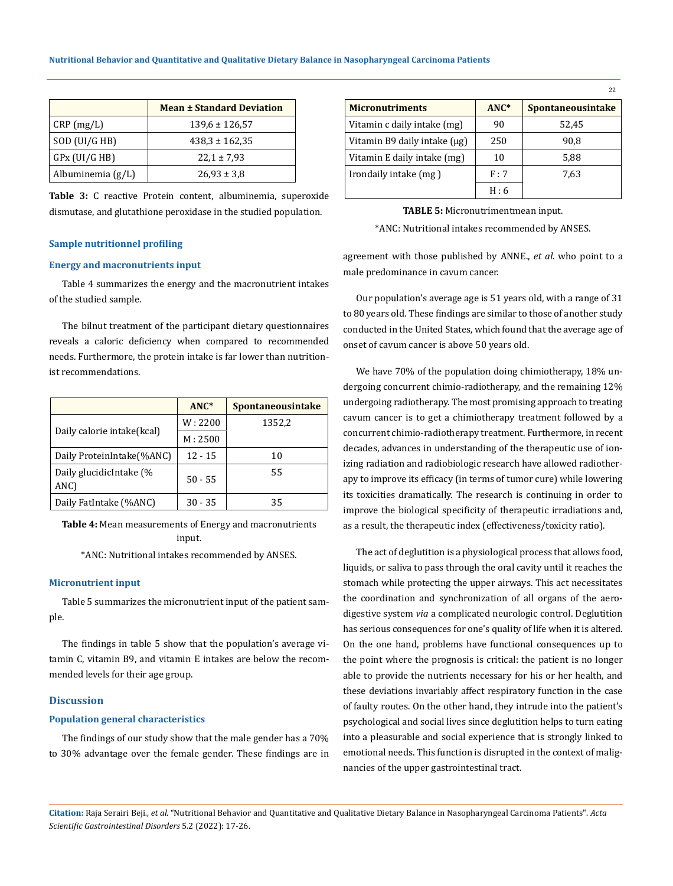|  | Mean ± Standard Deviation |
|---|---|
| CRP (mg/L) | 139,6 ± 126,57 |
| SOD (UI/G HB) | 438,3 ± 162,35 |
| GPx (UI/G HB) | 22,1 ± 7,93 |
| Albuminemia (g/L) | 26,93 ± 3,8 |

**Table 3:** C reactive Protein content, albuminemia, superoxide dismutase, and glutathione peroxidase in the studied population.

### Sample nutritionnel profiling

### Energy and macronutrients input

Table 4 summarizes the energy and the macronutrient intakes of the studied sample.

The bilnut treatment of the participant dietary questionnaires reveals a caloric deficiency when compared to recommended needs. Furthermore, the protein intake is far lower than nutritionist recommendations.

|  | ANC* | Spontaneousintake |
|---|---|---|
| Daily calorie intake(kcal) | W : 2200 | 1352,2 |
|  | M : 2500 |  |
| Daily ProteinIntake(%ANC) | 12 - 15 | 10 |
| Daily glucidicIntake (% ANC) | 50 - 55 | 55 |
| Daily FatIntake (%ANC) | 30 - 35 | 35 |

**Table 4:** Mean measurements of Energy and macronutrients input.

*ANC: Nutritional intakes recommended by ANSES.

### Micronutrient input

Table 5 summarizes the micronutrient input of the patient sample.

The findings in table 5 show that the population's average vitamin C, vitamin B9, and vitamin E intakes are below the recommended levels for their age group.

## Discussion

### Population general characteristics

The findings of our study show that the male gender has a 70% to 30% advantage over the female gender. These findings are in agreement with those published by ANNE., *et al.* who point to a male predominance in cavum cancer.

| Micronutriments | ANC* | Spontaneousintake |
|---|---|---|
| Vitamin c daily intake (mg) | 90 | 52,45 |
| Vitamin B9 daily intake (µg) | 250 | 90,8 |
| Vitamin E daily intake (mg) | 10 | 5,88 |
| Irondaily intake (mg ) | F : 7 | 7,63 |
|  | H : 6 |  |

**TABLE 5:** Micronutrimentmean input.

*ANC: Nutritional intakes recommended by ANSES.

Our population's average age is 51 years old, with a range of 31 to 80 years old. These findings are similar to those of another study conducted in the United States, which found that the average age of onset of cavum cancer is above 50 years old.

We have 70% of the population doing chimiotherapy, 18% undergoing concurrent chimio-radiotherapy, and the remaining 12% undergoing radiotherapy. The most promising approach to treating cavum cancer is to get a chimiotherapy treatment followed by a concurrent chimio-radiotherapy treatment. Furthermore, in recent decades, advances in understanding of the therapeutic use of ionizing radiation and radiobiologic research have allowed radiotherapy to improve its efficacy (in terms of tumor cure) while lowering its toxicities dramatically. The research is continuing in order to improve the biological specificity of therapeutic irradiations and, as a result, the therapeutic index (effectiveness/toxicity ratio).

The act of deglutition is a physiological process that allows food, liquids, or saliva to pass through the oral cavity until it reaches the stomach while protecting the upper airways. This act necessitates the coordination and synchronization of all organs of the aerodigestive system *via* a complicated neurologic control. Deglutition has serious consequences for one's quality of life when it is altered. On the one hand, problems have functional consequences up to the point where the prognosis is critical: the patient is no longer able to provide the nutrients necessary for his or her health, and these deviations invariably affect respiratory function in the case of faulty routes. On the other hand, they intrude into the patient's psychological and social lives since deglutition helps to turn eating into a pleasurable and social experience that is strongly linked to emotional needs. This function is disrupted in the context of malignancies of the upper gastrointestinal tract.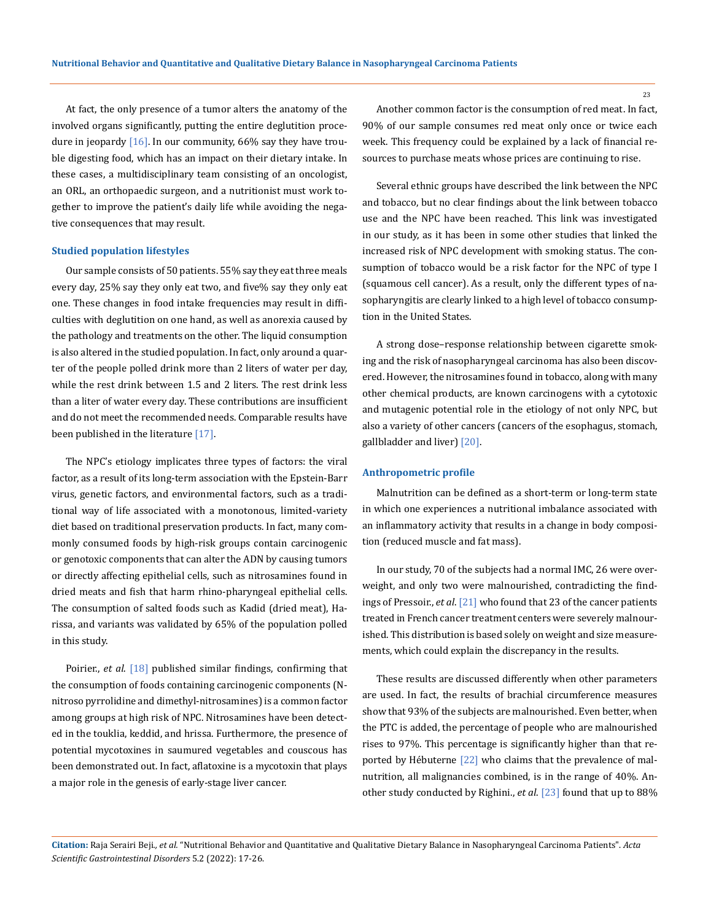At fact, the only presence of a tumor alters the anatomy of the involved organs significantly, putting the entire deglutition procedure in jeopardy [16]. In our community, 66% say they have trouble digesting food, which has an impact on their dietary intake. In these cases, a multidisciplinary team consisting of an oncologist, an ORL, an orthopaedic surgeon, and a nutritionist must work together to improve the patient's daily life while avoiding the negative consequences that may result.

### Studied population lifestyles

Our sample consists of 50 patients. 55% say they eat three meals every day, 25% say they only eat two, and five% say they only eat one. These changes in food intake frequencies may result in difficulties with deglutition on one hand, as well as anorexia caused by the pathology and treatments on the other. The liquid consumption is also altered in the studied population. In fact, only around a quarter of the people polled drink more than 2 liters of water per day, while the rest drink between 1.5 and 2 liters. The rest drink less than a liter of water every day. These contributions are insufficient and do not meet the recommended needs. Comparable results have been published in the literature [17].

The NPC's etiology implicates three types of factors: the viral factor, as a result of its long-term association with the Epstein-Barr virus, genetic factors, and environmental factors, such as a traditional way of life associated with a monotonous, limited-variety diet based on traditional preservation products. In fact, many commonly consumed foods by high-risk groups contain carcinogenic or genotoxic components that can alter the ADN by causing tumors or directly affecting epithelial cells, such as nitrosamines found in dried meats and fish that harm rhino-pharyngeal epithelial cells. The consumption of salted foods such as Kadid (dried meat), Harissa, and variants was validated by 65% of the population polled in this study.

Poirier., *et al*. [18] published similar findings, confirming that the consumption of foods containing carcinogenic components (N-nitroso pyrrolidine and dimethyl-nitrosamines) is a common factor among groups at high risk of NPC. Nitrosamines have been detected in the touklia, keddid, and hrissa. Furthermore, the presence of potential mycotoxines in saumured vegetables and couscous has been demonstrated out. In fact, aflatoxine is a mycotoxin that plays a major role in the genesis of early-stage liver cancer.

Another common factor is the consumption of red meat. In fact, 90% of our sample consumes red meat only once or twice each week. This frequency could be explained by a lack of financial resources to purchase meats whose prices are continuing to rise.

Several ethnic groups have described the link between the NPC and tobacco, but no clear findings about the link between tobacco use and the NPC have been reached. This link was investigated in our study, as it has been in some other studies that linked the increased risk of NPC development with smoking status. The consumption of tobacco would be a risk factor for the NPC of type I (squamous cell cancer). As a result, only the different types of nasopharyngitis are clearly linked to a high level of tobacco consumption in the United States.

A strong dose–response relationship between cigarette smoking and the risk of nasopharyngeal carcinoma has also been discovered. However, the nitrosamines found in tobacco, along with many other chemical products, are known carcinogens with a cytotoxic and mutagenic potential role in the etiology of not only NPC, but also a variety of other cancers (cancers of the esophagus, stomach, gallbladder and liver) [20].

### Anthropometric profile

Malnutrition can be defined as a short-term or long-term state in which one experiences a nutritional imbalance associated with an inflammatory activity that results in a change in body composition (reduced muscle and fat mass).

In our study, 70 of the subjects had a normal IMC, 26 were overweight, and only two were malnourished, contradicting the findings of Pressoir., *et al*. [21] who found that 23 of the cancer patients treated in French cancer treatment centers were severely malnourished. This distribution is based solely on weight and size measurements, which could explain the discrepancy in the results.

These results are discussed differently when other parameters are used. In fact, the results of brachial circumference measures show that 93% of the subjects are malnourished. Even better, when the PTC is added, the percentage of people who are malnourished rises to 97%. This percentage is significantly higher than that reported by Hébuterne [22] who claims that the prevalence of malnutrition, all malignancies combined, is in the range of 40%. Another study conducted by Righini., *et al*. [23] found that up to 88%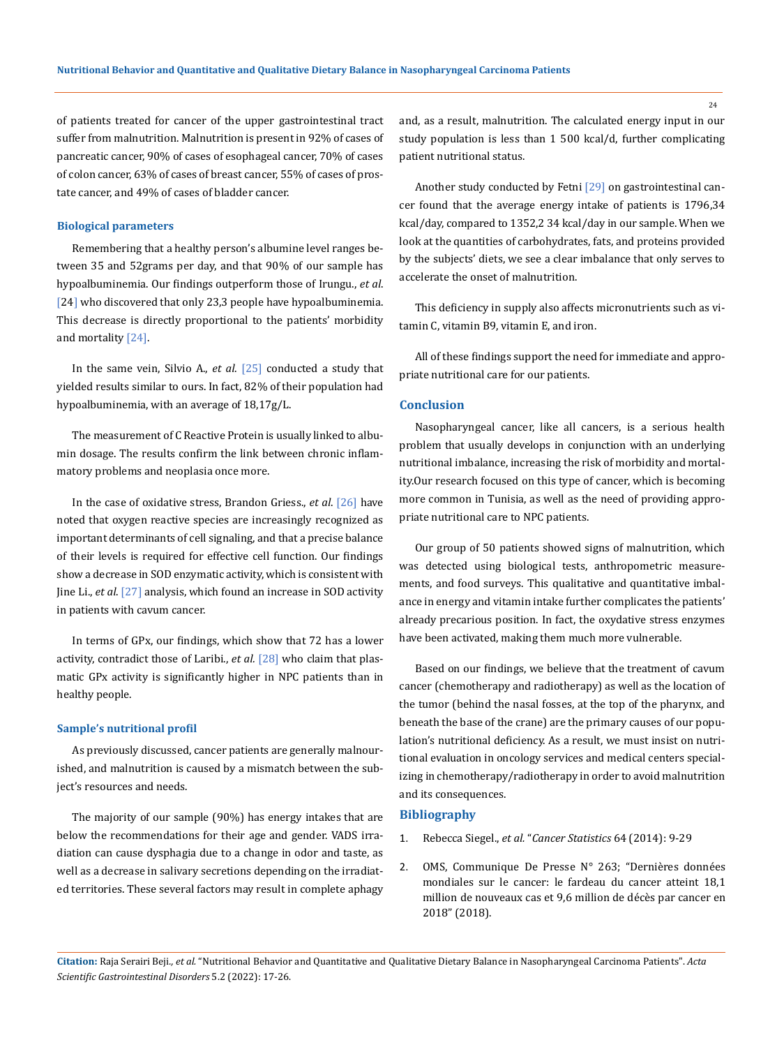of patients treated for cancer of the upper gastrointestinal tract suffer from malnutrition. Malnutrition is present in 92% of cases of pancreatic cancer, 90% of cases of esophageal cancer, 70% of cases of colon cancer, 63% of cases of breast cancer, 55% of cases of prostate cancer, and 49% of cases of bladder cancer.

### Biological parameters

Remembering that a healthy person's albumine level ranges between 35 and 52grams per day, and that 90% of our sample has hypoalbuminemia. Our findings outperform those of Irungu., *et al*. [24] who discovered that only 23,3 people have hypoalbuminemia. This decrease is directly proportional to the patients' morbidity and mortality [24].

In the same vein, Silvio A., *et al*. [25] conducted a study that yielded results similar to ours. In fact, 82% of their population had hypoalbuminemia, with an average of 18,17g/L.

The measurement of C Reactive Protein is usually linked to albumin dosage. The results confirm the link between chronic inflammatory problems and neoplasia once more.

In the case of oxidative stress, Brandon Griess., *et al*. [26] have noted that oxygen reactive species are increasingly recognized as important determinants of cell signaling, and that a precise balance of their levels is required for effective cell function. Our findings show a decrease in SOD enzymatic activity, which is consistent with Jine Li., *et al*. [27] analysis, which found an increase in SOD activity in patients with cavum cancer.

In terms of GPx, our findings, which show that 72 has a lower activity, contradict those of Laribi., *et al*. [28] who claim that plasmatic GPx activity is significantly higher in NPC patients than in healthy people.

### Sample's nutritional profil

As previously discussed, cancer patients are generally malnourished, and malnutrition is caused by a mismatch between the subject's resources and needs.

The majority of our sample (90%) has energy intakes that are below the recommendations for their age and gender. VADS irradiation can cause dysphagia due to a change in odor and taste, as well as a decrease in salivary secretions depending on the irradiated territories. These several factors may result in complete aphagy and, as a result, malnutrition. The calculated energy input in our study population is less than 1 500 kcal/d, further complicating patient nutritional status.

Another study conducted by Fetni [29] on gastrointestinal cancer found that the average energy intake of patients is 1796,34 kcal/day, compared to 1352,2 34 kcal/day in our sample. When we look at the quantities of carbohydrates, fats, and proteins provided by the subjects' diets, we see a clear imbalance that only serves to accelerate the onset of malnutrition.

This deficiency in supply also affects micronutrients such as vitamin C, vitamin B9, vitamin E, and iron.

All of these findings support the need for immediate and appropriate nutritional care for our patients.

## Conclusion

Nasopharyngeal cancer, like all cancers, is a serious health problem that usually develops in conjunction with an underlying nutritional imbalance, increasing the risk of morbidity and mortality.Our research focused on this type of cancer, which is becoming more common in Tunisia, as well as the need of providing appropriate nutritional care to NPC patients.

Our group of 50 patients showed signs of malnutrition, which was detected using biological tests, anthropometric measurements, and food surveys. This qualitative and quantitative imbalance in energy and vitamin intake further complicates the patients' already precarious position. In fact, the oxydative stress enzymes have been activated, making them much more vulnerable.

Based on our findings, we believe that the treatment of cavum cancer (chemotherapy and radiotherapy) as well as the location of the tumor (behind the nasal fosses, at the top of the pharynx, and beneath the base of the crane) are the primary causes of our population's nutritional deficiency. As a result, we must insist on nutritional evaluation in oncology services and medical centers specializing in chemotherapy/radiotherapy in order to avoid malnutrition and its consequences.

## Bibliography

1. Rebecca Siegel., *et al.* "*Cancer Statistics* 64 (2014): 9-29
2. OMS, Communique De Presse N° 263; "Dernières données mondiales sur le cancer: le fardeau du cancer atteint 18,1 million de nouveaux cas et 9,6 million de décès par cancer en 2018" (2018).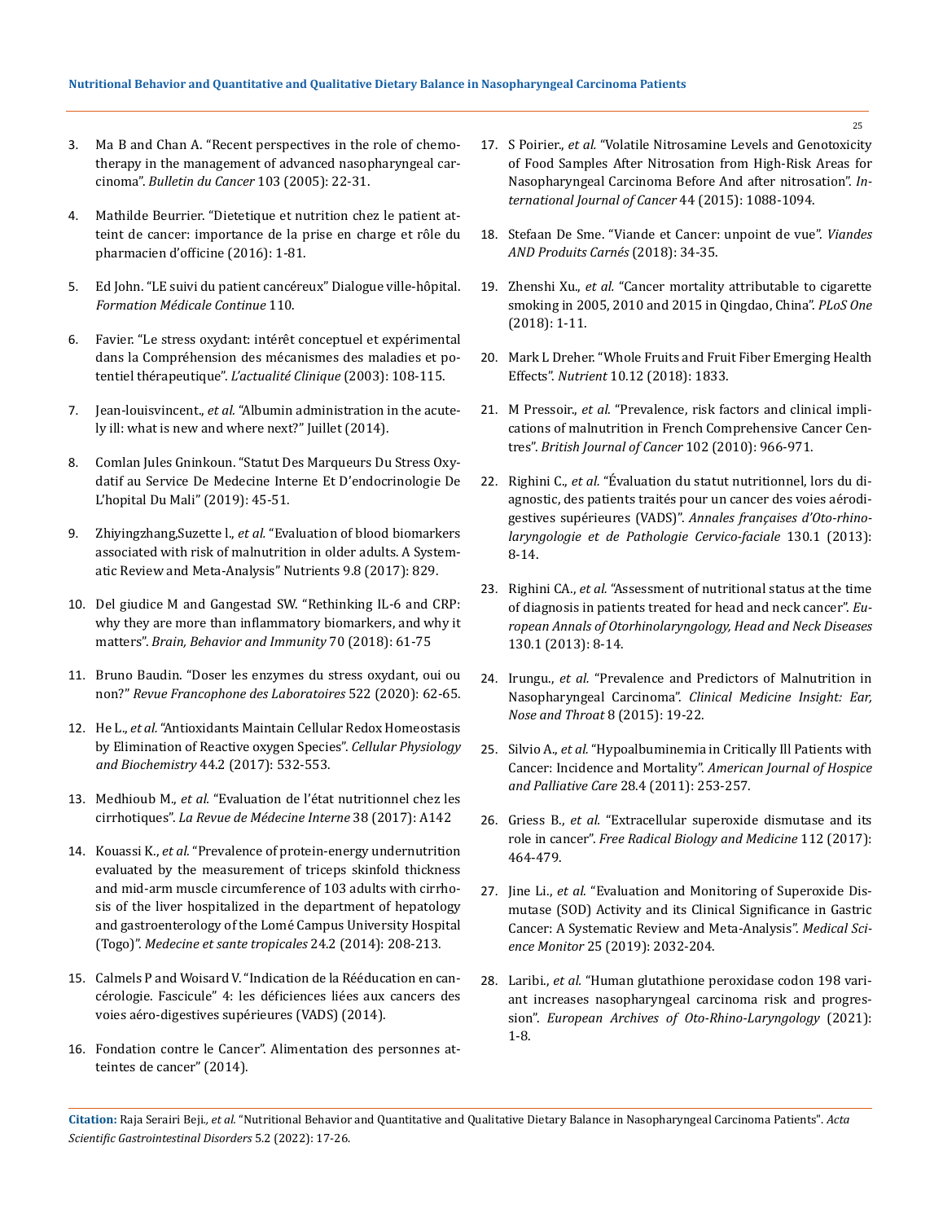3. Ma B and Chan A. "Recent perspectives in the role of chemotherapy in the management of advanced nasopharyngeal carcinoma". *Bulletin du Cancer* 103 (2005): 22-31.

4. Mathilde Beurrier. "Dietetique et nutrition chez le patient atteint de cancer: importance de la prise en charge et rôle du pharmacien d'officine (2016): 1-81.

5. Ed John. "LE suivi du patient cancéreux" Dialogue ville-hôpital. *Formation Médicale Continue* 110.

6. Favier. "Le stress oxydant: intérêt conceptuel et expérimental dans la Compréhension des mécanismes des maladies et potentiel thérapeutique". *L'actualité Clinique* (2003): 108-115.

7. Jean-louisvincent., *et al.* "Albumin administration in the acutely ill: what is new and where next?" Juillet (2014).

8. Comlan Jules Gninkoun. "Statut Des Marqueurs Du Stress Oxydatif au Service De Medecine Interne Et D'endocrinologie De L'hopital Du Mali" (2019): 45-51.

9. Zhiyingzhang,Suzette l., *et al.* "Evaluation of blood biomarkers associated with risk of malnutrition in older adults. A Systematic Review and Meta-Analysis" Nutrients 9.8 (2017): 829.

10. Del giudice M and Gangestad SW. "Rethinking IL-6 and CRP: why they are more than inflammatory biomarkers, and why it matters". *Brain, Behavior and Immunity* 70 (2018): 61-75

11. Bruno Baudin. "Doser les enzymes du stress oxydant, oui ou non?" *Revue Francophone des Laboratoires* 522 (2020): 62-65.

12. He L., *et al.* "Antioxidants Maintain Cellular Redox Homeostasis by Elimination of Reactive oxygen Species". *Cellular Physiology and Biochemistry* 44.2 (2017): 532-553.

13. Medhioub M., *et al.* "Evaluation de l'état nutritionnel chez les cirrhotiques". *La Revue de Médecine Interne* 38 (2017): A142

14. Kouassi K., *et al.* "Prevalence of protein-energy undernutrition evaluated by the measurement of triceps skinfold thickness and mid-arm muscle circumference of 103 adults with cirrhosis of the liver hospitalized in the department of hepatology and gastroenterology of the Lomé Campus University Hospital (Togo)". *Medecine et sante tropicales* 24.2 (2014): 208-213.

15. Calmels P and Woisard V. "Indication de la Rééducation en cancérologie. Fascicule" 4: les déficiences liées aux cancers des voies aéro-digestives supérieures (VADS) (2014).

16. Fondation contre le Cancer". Alimentation des personnes atteintes de cancer" (2014).

17. S Poirier., *et al.* "Volatile Nitrosamine Levels and Genotoxicity of Food Samples After Nitrosation from High-Risk Areas for Nasopharyngeal Carcinoma Before And after nitrosation". *International Journal of Cancer* 44 (2015): 1088-1094.

18. Stefaan De Sme. "Viande et Cancer: unpoint de vue". *Viandes AND Produits Carnés* (2018): 34-35.

19. Zhenshi Xu., *et al.* "Cancer mortality attributable to cigarette smoking in 2005, 2010 and 2015 in Qingdao, China". *PLoS One* (2018): 1-11.

20. Mark L Dreher. "Whole Fruits and Fruit Fiber Emerging Health Effects". *Nutrient* 10.12 (2018): 1833.

21. M Pressoir., *et al.* "Prevalence, risk factors and clinical implications of malnutrition in French Comprehensive Cancer Centres". *British Journal of Cancer* 102 (2010): 966-971.

22. Righini C., *et al.* "Évaluation du statut nutritionnel, lors du diagnostic, des patients traités pour un cancer des voies aérodigestives supérieures (VADS)". *Annales françaises d'Oto-rhino-laryngologie et de Pathologie Cervico-faciale* 130.1 (2013): 8-14.

23. Righini CA., *et al.* "Assessment of nutritional status at the time of diagnosis in patients treated for head and neck cancer". *European Annals of Otorhinolaryngology, Head and Neck Diseases* 130.1 (2013): 8-14.

24. Irungu., *et al.* "Prevalence and Predictors of Malnutrition in Nasopharyngeal Carcinoma". *Clinical Medicine Insight: Ear, Nose and Throat* 8 (2015): 19-22.

25. Silvio A., *et al.* "Hypoalbuminemia in Critically Ill Patients with Cancer: Incidence and Mortality". *American Journal of Hospice and Palliative Care* 28.4 (2011): 253-257.

26. Griess B., *et al.* "Extracellular superoxide dismutase and its role in cancer". *Free Radical Biology and Medicine* 112 (2017): 464-479.

27. Jine Li., *et al.* "Evaluation and Monitoring of Superoxide Dismutase (SOD) Activity and its Clinical Significance in Gastric Cancer: A Systematic Review and Meta-Analysis". *Medical Science Monitor* 25 (2019): 2032-204.

28. Laribi., *et al.* "Human glutathione peroxidase codon 198 variant increases nasopharyngeal carcinoma risk and progression". *European Archives of Oto-Rhino-Laryngology* (2021): 1-8.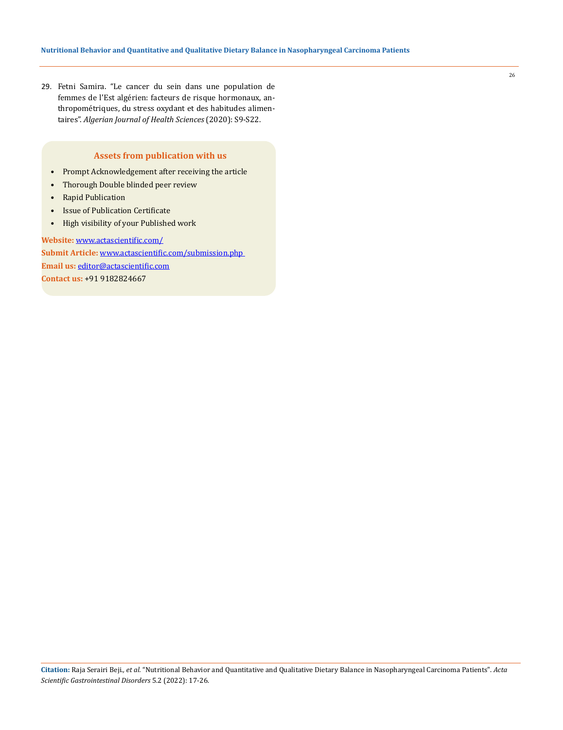29. Fetni Samira. "Le cancer du sein dans une population de femmes de l'Est algérien: facteurs de risque hormonaux, anthropométriques, du stress oxydant et des habitudes alimentaires". *Algerian Journal of Health Sciences* (2020): S9-S22.

**Assets from publication with us**

- Prompt Acknowledgement after receiving the article
- Thorough Double blinded peer review
- Rapid Publication
- Issue of Publication Certificate
- High visibility of your Published work

**Website:** www.actascientific.com/

**Submit Article:** www.actascientific.com/submission.php

**Email us:** editor@actascientific.com

**Contact us:** +91 9182824667